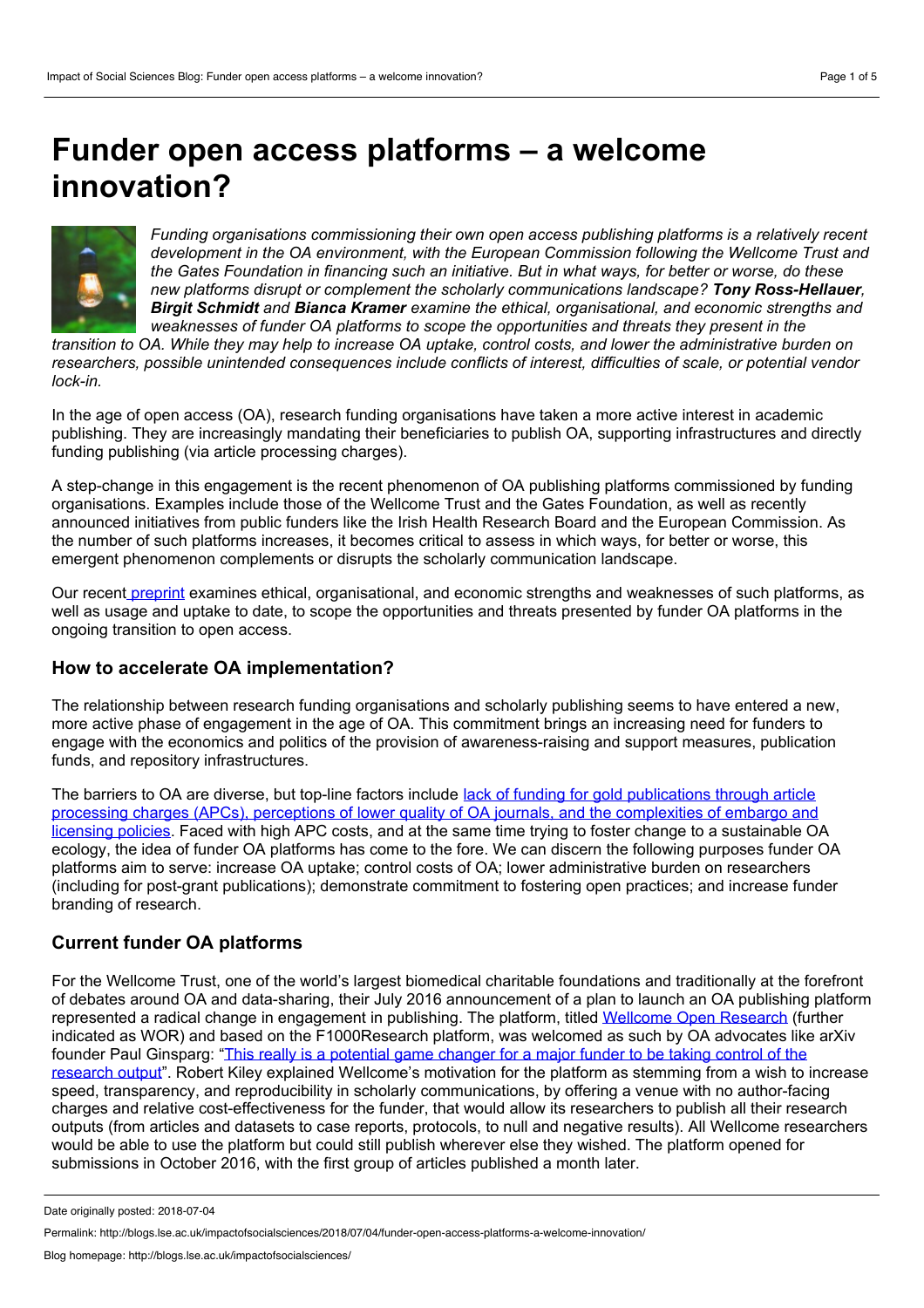# Funder open access platforms – a welcome innovation?

*Funding organisations commissioning their own open access publishing platforms is a relatively recent development in the OA environment, with the European Commission following the Wellcome Trust and the Gates Foundation in financing such an initiative. But in what ways, for better or worse, do these new platforms disrupt or complement the scholarly communications landscape? **Tony Ross-Hellauer**, **Birgit Schmidt** and **Bianca Kramer** examine the ethical, organisational, and economic strengths and weaknesses of funder OA platforms to scope the opportunities and threats they present in the transition to OA. While they may help to increase OA uptake, control costs, and lower the administrative burden on researchers, possible unintended consequences include conflicts of interest, difficulties of scale, or potential vendor lock-in.*

In the age of open access (OA), research funding organisations have taken a more active interest in academic publishing. They are increasingly mandating their beneficiaries to publish OA, supporting infrastructures and directly funding publishing (via article processing charges).

A step-change in this engagement is the recent phenomenon of OA publishing platforms commissioned by funding organisations. Examples include those of the Wellcome Trust and the Gates Foundation, as well as recently announced initiatives from public funders like the Irish Health Research Board and the European Commission. As the number of such platforms increases, it becomes critical to assess in which ways, for better or worse, this emergent phenomenon complements or disrupts the scholarly communication landscape.

Our recent preprint examines ethical, organisational, and economic strengths and weaknesses of such platforms, as well as usage and uptake to date, to scope the opportunities and threats presented by funder OA platforms in the ongoing transition to open access.

## How to accelerate OA implementation?

The relationship between research funding organisations and scholarly publishing seems to have entered a new, more active phase of engagement in the age of OA. This commitment brings an increasing need for funders to engage with the economics and politics of the provision of awareness-raising and support measures, publication funds, and repository infrastructures.

The barriers to OA are diverse, but top-line factors include lack of funding for gold publications through article processing charges (APCs), perceptions of lower quality of OA journals, and the complexities of embargo and licensing policies. Faced with high APC costs, and at the same time trying to foster change to a sustainable OA ecology, the idea of funder OA platforms has come to the fore. We can discern the following purposes funder OA platforms aim to serve: increase OA uptake; control costs of OA; lower administrative burden on researchers (including for post-grant publications); demonstrate commitment to fostering open practices; and increase funder branding of research.

## Current funder OA platforms

For the Wellcome Trust, one of the world's largest biomedical charitable foundations and traditionally at the forefront of debates around OA and data-sharing, their July 2016 announcement of a plan to launch an OA publishing platform represented a radical change in engagement in publishing. The platform, titled Wellcome Open Research (further indicated as WOR) and based on the F1000Research platform, was welcomed as such by OA advocates like arXiv founder Paul Ginsparg: "This really is a potential game changer for a major funder to be taking control of the research output". Robert Kiley explained Wellcome's motivation for the platform as stemming from a wish to increase speed, transparency, and reproducibility in scholarly communications, by offering a venue with no author-facing charges and relative cost-effectiveness for the funder, that would allow its researchers to publish all their research outputs (from articles and datasets to case reports, protocols, to null and negative results). All Wellcome researchers would be able to use the platform but could still publish wherever else they wished. The platform opened for submissions in October 2016, with the first group of articles published a month later.

Date originally posted: 2018-07-04

Permalink: http://blogs.lse.ac.uk/impactofsocialsciences/2018/07/04/funder-open-access-platforms-a-welcome-innovation/

Blog homepage: http://blogs.lse.ac.uk/impactofsocialsciences/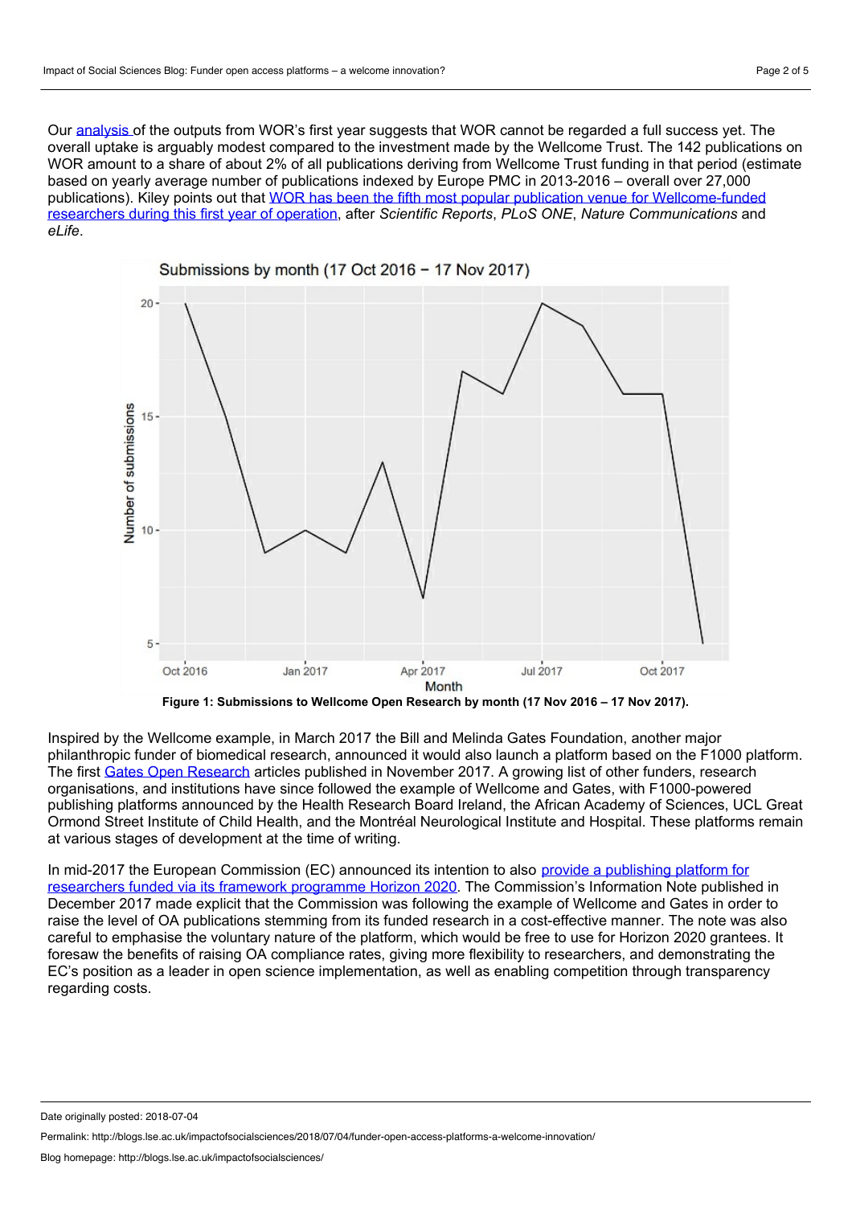Our analysis of the outputs from WOR's first year suggests that WOR cannot be regarded a full success yet. The overall uptake is arguably modest compared to the investment made by the Wellcome Trust. The 142 publications on WOR amount to a share of about 2% of all publications deriving from Wellcome Trust funding in that period (estimate based on yearly average number of publications indexed by Europe PMC in 2013-2016 – overall over 27,000 publications). Kiley points out that WOR has been the fifth most popular publication venue for Wellcome-funded researchers during this first year of operation, after *Scientific Reports*, *PLoS ONE*, *Nature Communications* and *eLife*.

**Figure 1: Submissions to Wellcome Open Research by month (17 Nov 2016 – 17 Nov 2017).**

Inspired by the Wellcome example, in March 2017 the Bill and Melinda Gates Foundation, another major philanthropic funder of biomedical research, announced it would also launch a platform based on the F1000 platform. The first Gates Open Research articles published in November 2017. A growing list of other funders, research organisations, and institutions have since followed the example of Wellcome and Gates, with F1000-powered publishing platforms announced by the Health Research Board Ireland, the African Academy of Sciences, UCL Great Ormond Street Institute of Child Health, and the Montréal Neurological Institute and Hospital. These platforms remain at various stages of development at the time of writing.

In mid-2017 the European Commission (EC) announced its intention to also provide a publishing platform for researchers funded via its framework programme Horizon 2020. The Commission's Information Note published in December 2017 made explicit that the Commission was following the example of Wellcome and Gates in order to raise the level of OA publications stemming from its funded research in a cost-effective manner. The note was also careful to emphasise the voluntary nature of the platform, which would be free to use for Horizon 2020 grantees. It foresaw the benefits of raising OA compliance rates, giving more flexibility to researchers, and demonstrating the EC's position as a leader in open science implementation, as well as enabling competition through transparency regarding costs.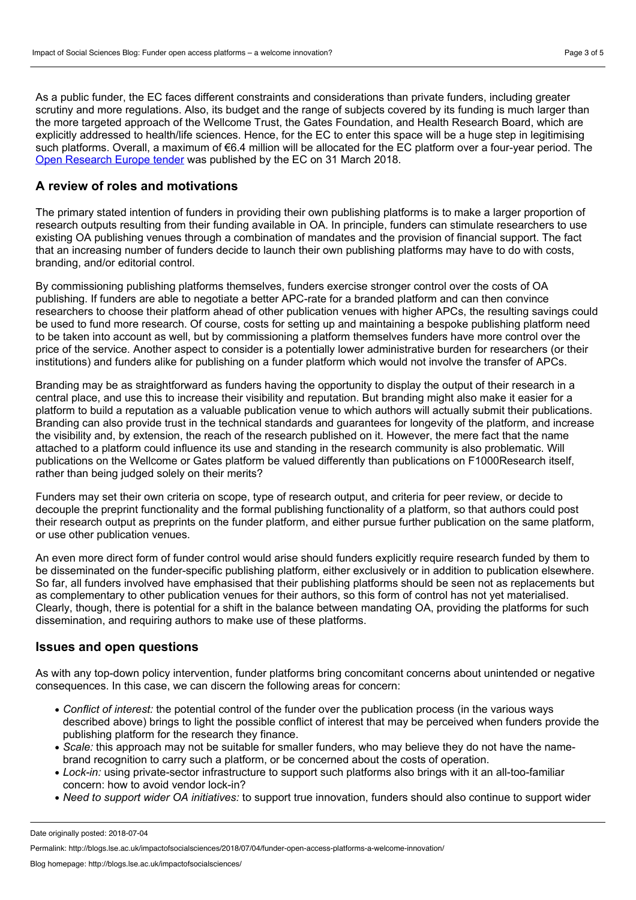As a public funder, the EC faces different constraints and considerations than private funders, including greater scrutiny and more regulations. Also, its budget and the range of subjects covered by its funding is much larger than the more targeted approach of the Wellcome Trust, the Gates Foundation, and Health Research Board, which are explicitly addressed to health/life sciences. Hence, for the EC to enter this space will be a huge step in legitimising such platforms. Overall, a maximum of €6.4 million will be allocated for the EC platform over a four-year period. The [Open Research Europe tender]() was published by the EC on 31 March 2018.

## A review of roles and motivations

The primary stated intention of funders in providing their own publishing platforms is to make a larger proportion of research outputs resulting from their funding available in OA. In principle, funders can stimulate researchers to use existing OA publishing venues through a combination of mandates and the provision of financial support. The fact that an increasing number of funders decide to launch their own publishing platforms may have to do with costs, branding, and/or editorial control.

By commissioning publishing platforms themselves, funders exercise stronger control over the costs of OA publishing. If funders are able to negotiate a better APC-rate for a branded platform and can then convince researchers to choose their platform ahead of other publication venues with higher APCs, the resulting savings could be used to fund more research. Of course, costs for setting up and maintaining a bespoke publishing platform need to be taken into account as well, but by commissioning a platform themselves funders have more control over the price of the service. Another aspect to consider is a potentially lower administrative burden for researchers (or their institutions) and funders alike for publishing on a funder platform which would not involve the transfer of APCs.

Branding may be as straightforward as funders having the opportunity to display the output of their research in a central place, and use this to increase their visibility and reputation. But branding might also make it easier for a platform to build a reputation as a valuable publication venue to which authors will actually submit their publications. Branding can also provide trust in the technical standards and guarantees for longevity of the platform, and increase the visibility and, by extension, the reach of the research published on it. However, the mere fact that the name attached to a platform could influence its use and standing in the research community is also problematic. Will publications on the Wellcome or Gates platform be valued differently than publications on F1000Research itself, rather than being judged solely on their merits?

Funders may set their own criteria on scope, type of research output, and criteria for peer review, or decide to decouple the preprint functionality and the formal publishing functionality of a platform, so that authors could post their research output as preprints on the funder platform, and either pursue further publication on the same platform, or use other publication venues.

An even more direct form of funder control would arise should funders explicitly require research funded by them to be disseminated on the funder-specific publishing platform, either exclusively or in addition to publication elsewhere. So far, all funders involved have emphasised that their publishing platforms should be seen not as replacements but as complementary to other publication venues for their authors, so this form of control has not yet materialised. Clearly, though, there is potential for a shift in the balance between mandating OA, providing the platforms for such dissemination, and requiring authors to make use of these platforms.

## Issues and open questions

As with any top-down policy intervention, funder platforms bring concomitant concerns about unintended or negative consequences. In this case, we can discern the following areas for concern:

- *Conflict of interest:* the potential control of the funder over the publication process (in the various ways described above) brings to light the possible conflict of interest that may be perceived when funders provide the publishing platform for the research they finance.
- *Scale:* this approach may not be suitable for smaller funders, who may believe they do not have the name-brand recognition to carry such a platform, or be concerned about the costs of operation.
- *Lock-in:* using private-sector infrastructure to support such platforms also brings with it an all-too-familiar concern: how to avoid vendor lock-in?
- *Need to support wider OA initiatives:* to support true innovation, funders should also continue to support wider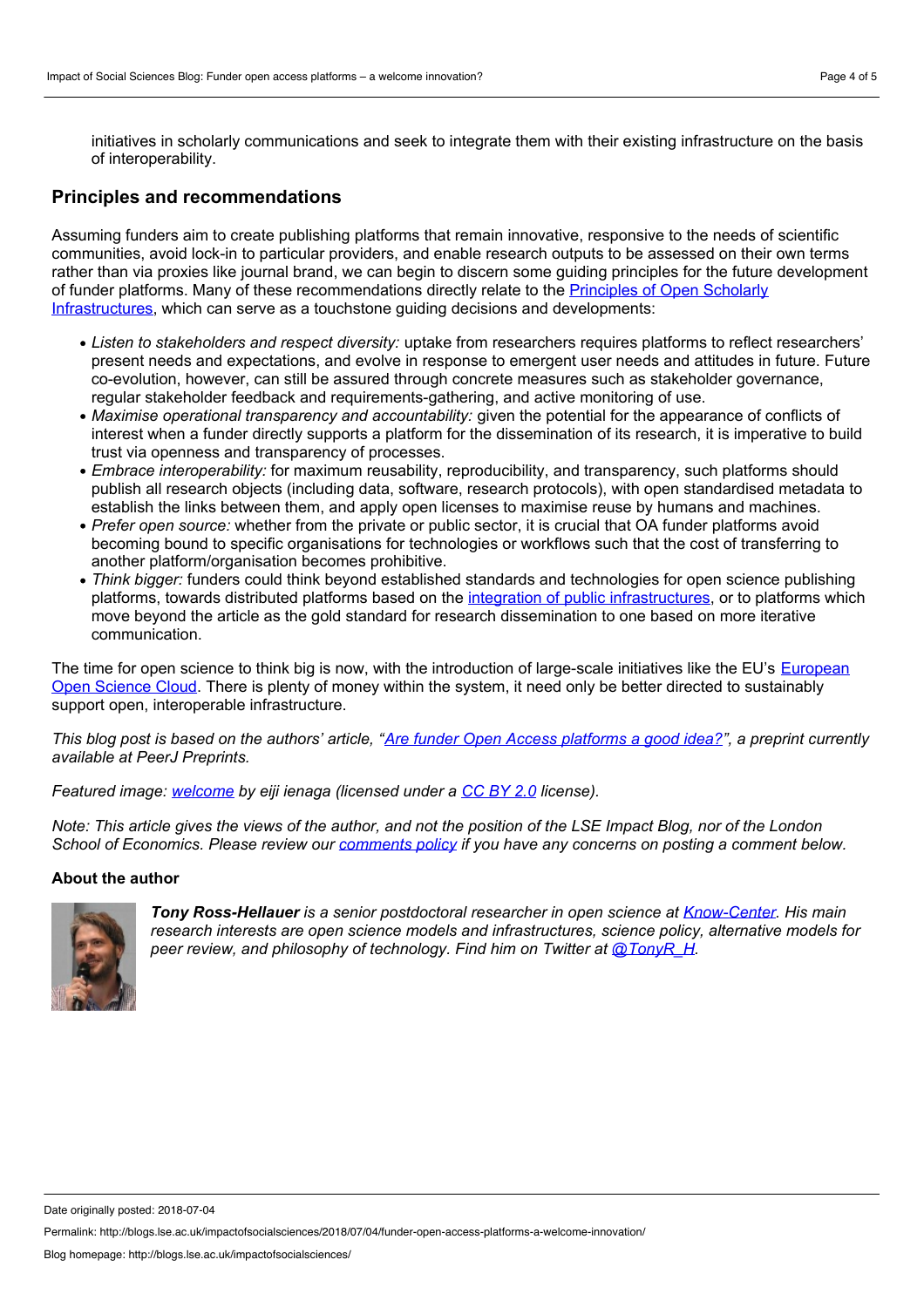initiatives in scholarly communications and seek to integrate them with their existing infrastructure on the basis of interoperability.

## Principles and recommendations

Assuming funders aim to create publishing platforms that remain innovative, responsive to the needs of scientific communities, avoid lock-in to particular providers, and enable research outputs to be assessed on their own terms rather than via proxies like journal brand, we can begin to discern some guiding principles for the future development of funder platforms. Many of these recommendations directly relate to the Principles of Open Scholarly Infrastructures, which can serve as a touchstone guiding decisions and developments:

- *Listen to stakeholders and respect diversity:* uptake from researchers requires platforms to reflect researchers' present needs and expectations, and evolve in response to emergent user needs and attitudes in future. Future co-evolution, however, can still be assured through concrete measures such as stakeholder governance, regular stakeholder feedback and requirements-gathering, and active monitoring of use.
- *Maximise operational transparency and accountability:* given the potential for the appearance of conflicts of interest when a funder directly supports a platform for the dissemination of its research, it is imperative to build trust via openness and transparency of processes.
- *Embrace interoperability:* for maximum reusability, reproducibility, and transparency, such platforms should publish all research objects (including data, software, research protocols), with open standardised metadata to establish the links between them, and apply open licenses to maximise reuse by humans and machines.
- *Prefer open source:* whether from the private or public sector, it is crucial that OA funder platforms avoid becoming bound to specific organisations for technologies or workflows such that the cost of transferring to another platform/organisation becomes prohibitive.
- *Think bigger:* funders could think beyond established standards and technologies for open science publishing platforms, towards distributed platforms based on the integration of public infrastructures, or to platforms which move beyond the article as the gold standard for research dissemination to one based on more iterative communication.

The time for open science to think big is now, with the introduction of large-scale initiatives like the EU's European Open Science Cloud. There is plenty of money within the system, it need only be better directed to sustainably support open, interoperable infrastructure.

*This blog post is based on the authors' article, "Are funder Open Access platforms a good idea?", a preprint currently available at PeerJ Preprints.*

*Featured image: welcome by eiji ienaga (licensed under a CC BY 2.0 license).*

*Note: This article gives the views of the author, and not the position of the LSE Impact Blog, nor of the London School of Economics. Please review our comments policy if you have any concerns on posting a comment below.*

### About the author

***Tony Ross-Hellauer*** *is a senior postdoctoral researcher in open science at Know-Center. His main research interests are open science models and infrastructures, science policy, alternative models for peer review, and philosophy of technology. Find him on Twitter at @TonyR_H.*

Date originally posted: 2018-07-04

Permalink: http://blogs.lse.ac.uk/impactofsocialsciences/2018/07/04/funder-open-access-platforms-a-welcome-innovation/

Blog homepage: http://blogs.lse.ac.uk/impactofsocialsciences/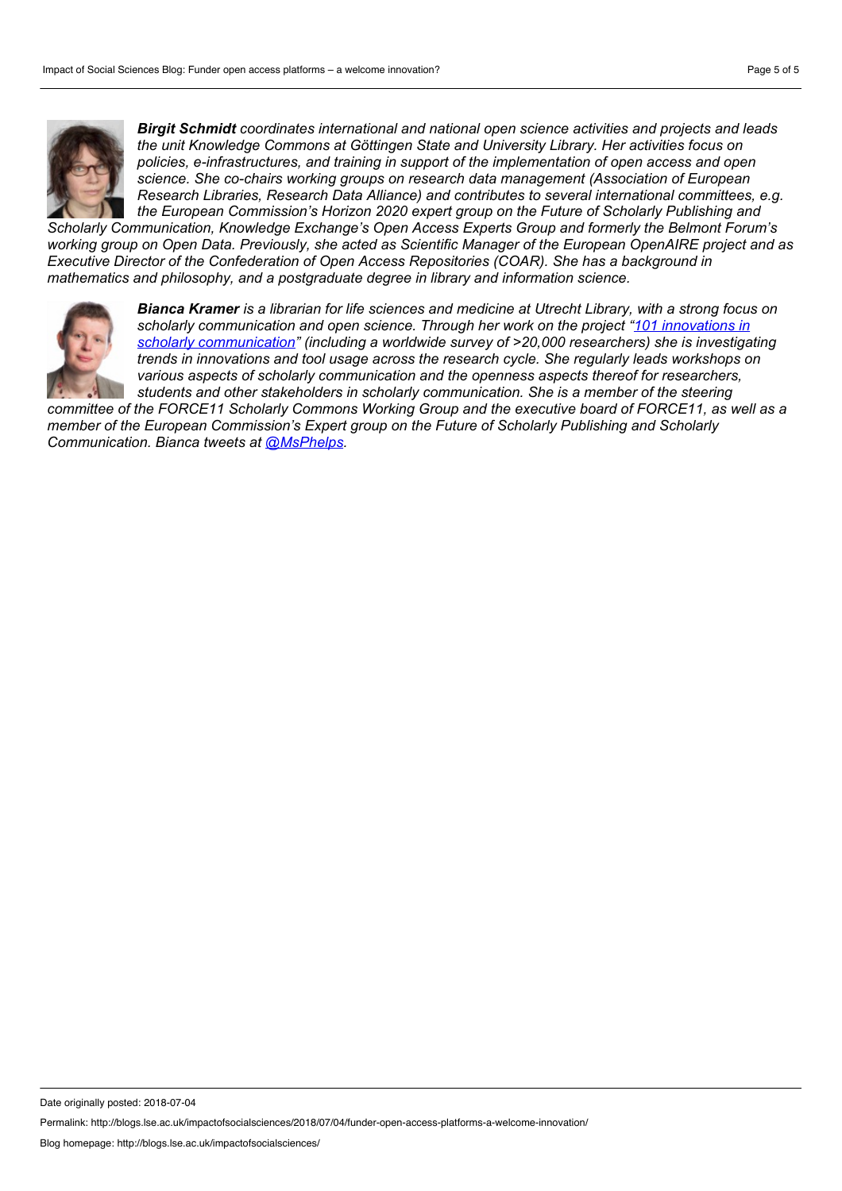***Birgit Schmidt*** *coordinates international and national open science activities and projects and leads the unit Knowledge Commons at Göttingen State and University Library. Her activities focus on policies, e-infrastructures, and training in support of the implementation of open access and open science. She co-chairs working groups on research data management (Association of European Research Libraries, Research Data Alliance) and contributes to several international committees, e.g. the European Commission's Horizon 2020 expert group on the Future of Scholarly Publishing and Scholarly Communication, Knowledge Exchange's Open Access Experts Group and formerly the Belmont Forum's working group on Open Data. Previously, she acted as Scientific Manager of the European OpenAIRE project and as Executive Director of the Confederation of Open Access Repositories (COAR). She has a background in mathematics and philosophy, and a postgraduate degree in library and information science.*

***Bianca Kramer*** *is a librarian for life sciences and medicine at Utrecht Library, with a strong focus on scholarly communication and open science. Through her work on the project "[101 innovations in scholarly communication](#)" (including a worldwide survey of >20,000 researchers) she is investigating trends in innovations and tool usage across the research cycle. She regularly leads workshops on various aspects of scholarly communication and the openness aspects thereof for researchers, students and other stakeholders in scholarly communication. She is a member of the steering committee of the FORCE11 Scholarly Commons Working Group and the executive board of FORCE11, as well as a member of the European Commission's Expert group on the Future of Scholarly Publishing and Scholarly Communication. Bianca tweets at [@MsPhelps](#).*

Date originally posted: 2018-07-04

Permalink: http://blogs.lse.ac.uk/impactofsocialsciences/2018/07/04/funder-open-access-platforms-a-welcome-innovation/

Blog homepage: http://blogs.lse.ac.uk/impactofsocialsciences/